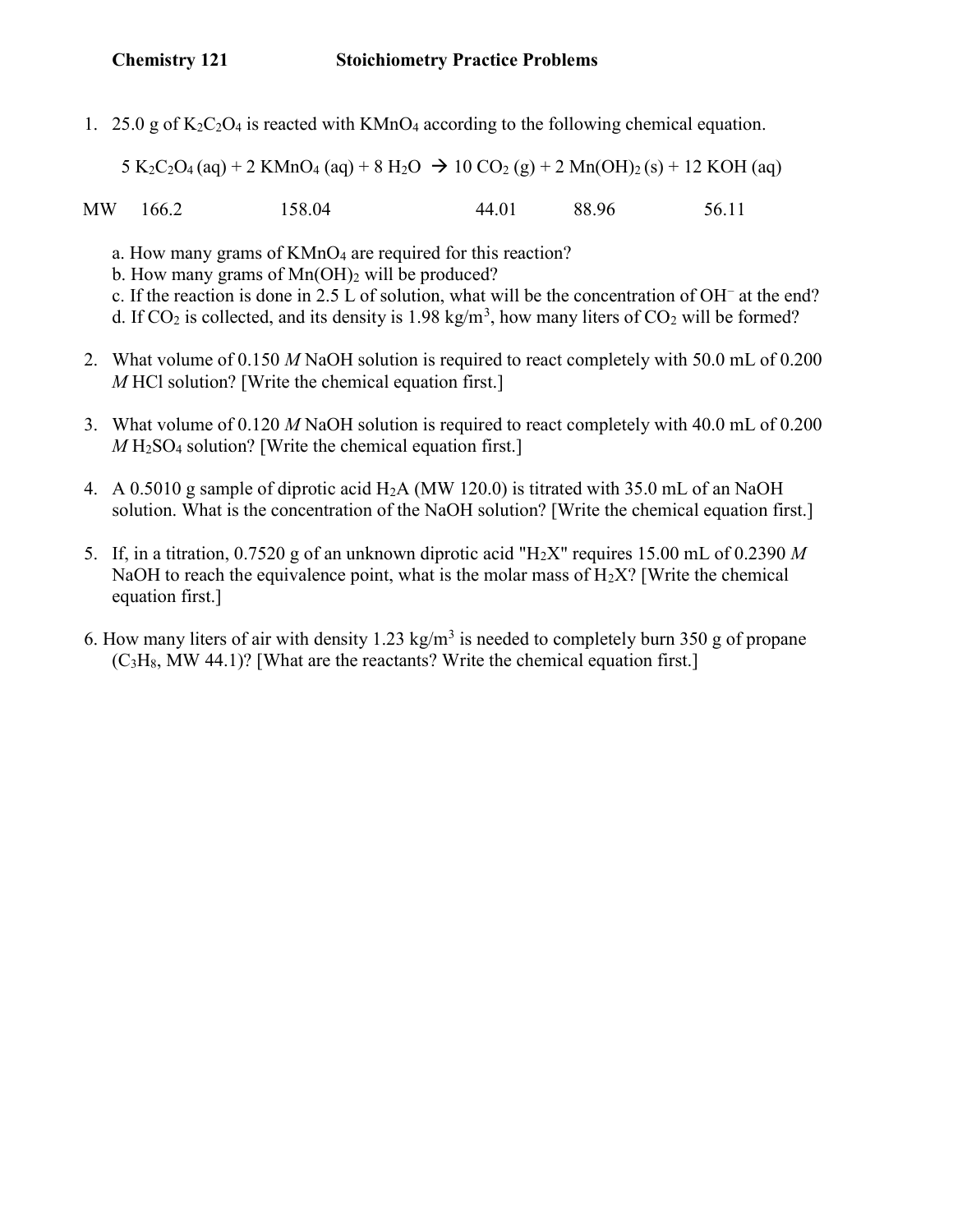**Chemistry 121 Stoichiometry Practice Problems**

1. 25.0 g of $K_2C_2O_4$ is reacted with $KMnO_4$ according to the following chemical equation.

   $$5\ K_2C_2O_4\ (aq) + 2\ KMnO_4\ (aq) + 8\ H_2O \rightarrow 10\ CO_2\ (g) + 2\ Mn(OH)_2\ (s) + 12\ KOH\ (aq)$$

   MW 166.2 158.04 44.01 88.96 56.11

   a. How many grams of $KMnO_4$ are required for this reaction?
   b. How many grams of $Mn(OH)_2$ will be produced?
   c. If the reaction is done in 2.5 L of solution, what will be the concentration of $OH^-$ at the end?
   d. If $CO_2$ is collected, and its density is 1.98 kg/m$^3$, how many liters of $CO_2$ will be formed?

2. What volume of 0.150 *M* NaOH solution is required to react completely with 50.0 mL of 0.200 *M* HCl solution? [Write the chemical equation first.]

3. What volume of 0.120 *M* NaOH solution is required to react completely with 40.0 mL of 0.200 *M* $H_2SO_4$ solution? [Write the chemical equation first.]

4. A 0.5010 g sample of diprotic acid $H_2A$ (MW 120.0) is titrated with 35.0 mL of an NaOH solution. What is the concentration of the NaOH solution? [Write the chemical equation first.]

5. If, in a titration, 0.7520 g of an unknown diprotic acid "$H_2X$" requires 15.00 mL of 0.2390 *M* NaOH to reach the equivalence point, what is the molar mass of $H_2X$? [Write the chemical equation first.]

6. How many liters of air with density 1.23 kg/m$^3$ is needed to completely burn 350 g of propane ($C_3H_8$, MW 44.1)? [What are the reactants? Write the chemical equation first.]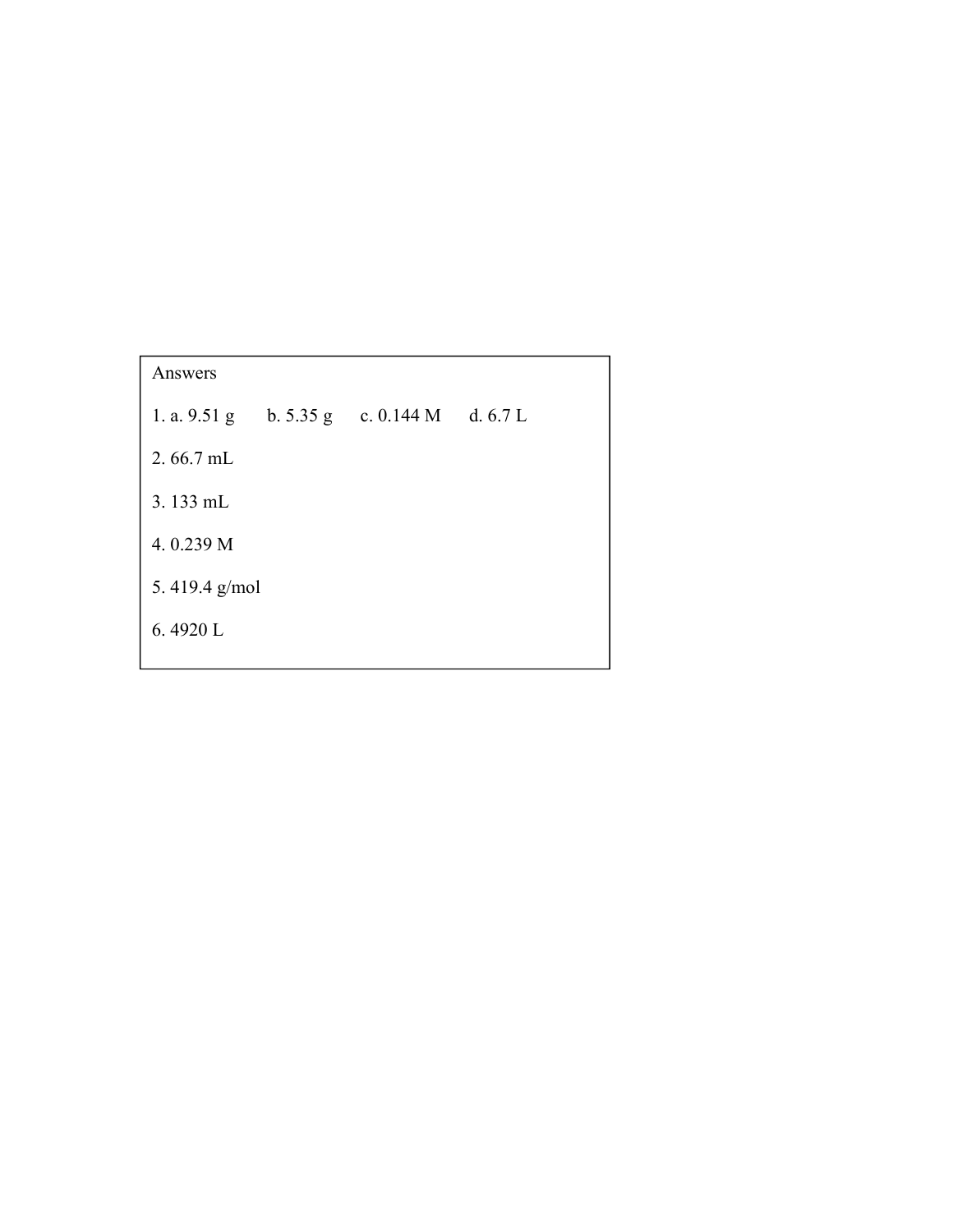Answers

1. a. 9.51 g b. 5.35 g c. 0.144 M d. 6.7 L

2. 66.7 mL

3. 133 mL

4. 0.239 M

5. 419.4 g/mol

6. 4920 L